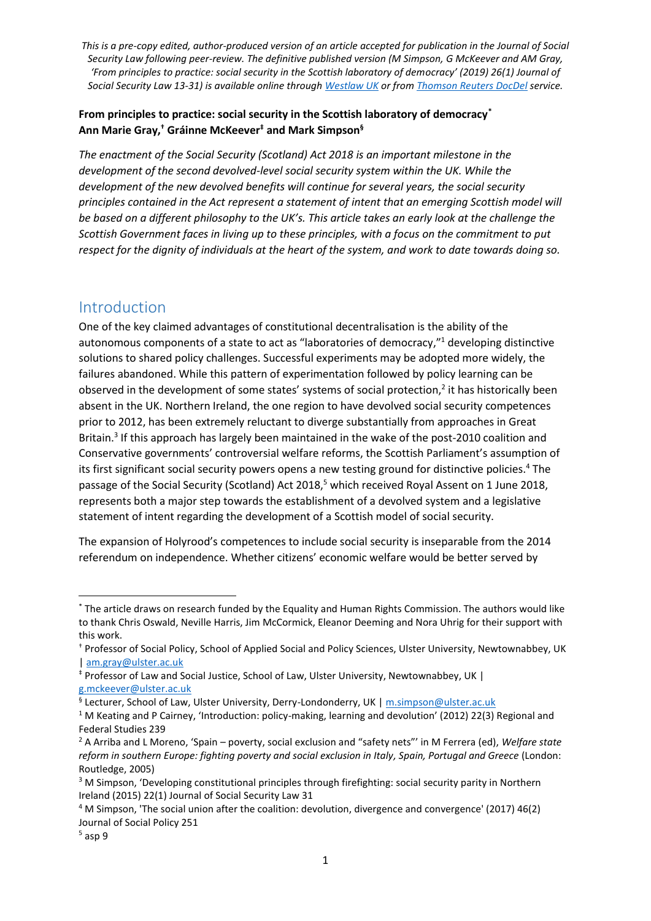*This is a pre-copy edited, author-produced version of an article accepted for publication in the Journal of Social Security Law following peer-review. The definitive published version (M Simpson, G McKeever and AM Gray, 'From principles to practice: social security in the Scottish laboratory of democracy' (2019) 26(1) Journal of Social Security Law 13-31) is available online through [Westlaw UK] or from [Thomson Reuters DocDel] service.*

**From principles to practice: social security in the Scottish laboratory of democracy[*]**
**Ann Marie Gray,[†] Gráinne McKeever[‡] and Mark Simpson[§]**

*The enactment of the Social Security (Scotland) Act 2018 is an important milestone in the development of the second devolved-level social security system within the UK. While the development of the new devolved benefits will continue for several years, the social security principles contained in the Act represent a statement of intent that an emerging Scottish model will be based on a different philosophy to the UK's. This article takes an early look at the challenge the Scottish Government faces in living up to these principles, with a focus on the commitment to put respect for the dignity of individuals at the heart of the system, and work to date towards doing so.*

## Introduction

One of the key claimed advantages of constitutional decentralisation is the ability of the autonomous components of a state to act as "laboratories of democracy,"[1] developing distinctive solutions to shared policy challenges. Successful experiments may be adopted more widely, the failures abandoned. While this pattern of experimentation followed by policy learning can be observed in the development of some states' systems of social protection,[2] it has historically been absent in the UK. Northern Ireland, the one region to have devolved social security competences prior to 2012, has been extremely reluctant to diverge substantially from approaches in Great Britain.[3] If this approach has largely been maintained in the wake of the post-2010 coalition and Conservative governments' controversial welfare reforms, the Scottish Parliament's assumption of its first significant social security powers opens a new testing ground for distinctive policies.[4] The passage of the Social Security (Scotland) Act 2018,[5] which received Royal Assent on 1 June 2018, represents both a major step towards the establishment of a devolved system and a legislative statement of intent regarding the development of a Scottish model of social security.

The expansion of Holyrood's competences to include social security is inseparable from the 2014 referendum on independence. Whether citizens' economic welfare would be better served by

---

[*] The article draws on research funded by the Equality and Human Rights Commission. The authors would like to thank Chris Oswald, Neville Harris, Jim McCormick, Eleanor Deeming and Nora Uhrig for their support with this work.

[†] Professor of Social Policy, School of Applied Social and Policy Sciences, Ulster University, Newtownabbey, UK | am.gray@ulster.ac.uk

[‡] Professor of Law and Social Justice, School of Law, Ulster University, Newtownabbey, UK | g.mckeever@ulster.ac.uk

[§] Lecturer, School of Law, Ulster University, Derry-Londonderry, UK | m.simpson@ulster.ac.uk

[1] M Keating and P Cairney, 'Introduction: policy-making, learning and devolution' (2012) 22(3) Regional and Federal Studies 239

[2] A Arriba and L Moreno, 'Spain – poverty, social exclusion and "safety nets"' in M Ferrera (ed), *Welfare state reform in southern Europe: fighting poverty and social exclusion in Italy, Spain, Portugal and Greece* (London: Routledge, 2005)

[3] M Simpson, 'Developing constitutional principles through firefighting: social security parity in Northern Ireland (2015) 22(1) Journal of Social Security Law 31

[4] M Simpson, 'The social union after the coalition: devolution, divergence and convergence' (2017) 46(2) Journal of Social Policy 251

[5] asp 9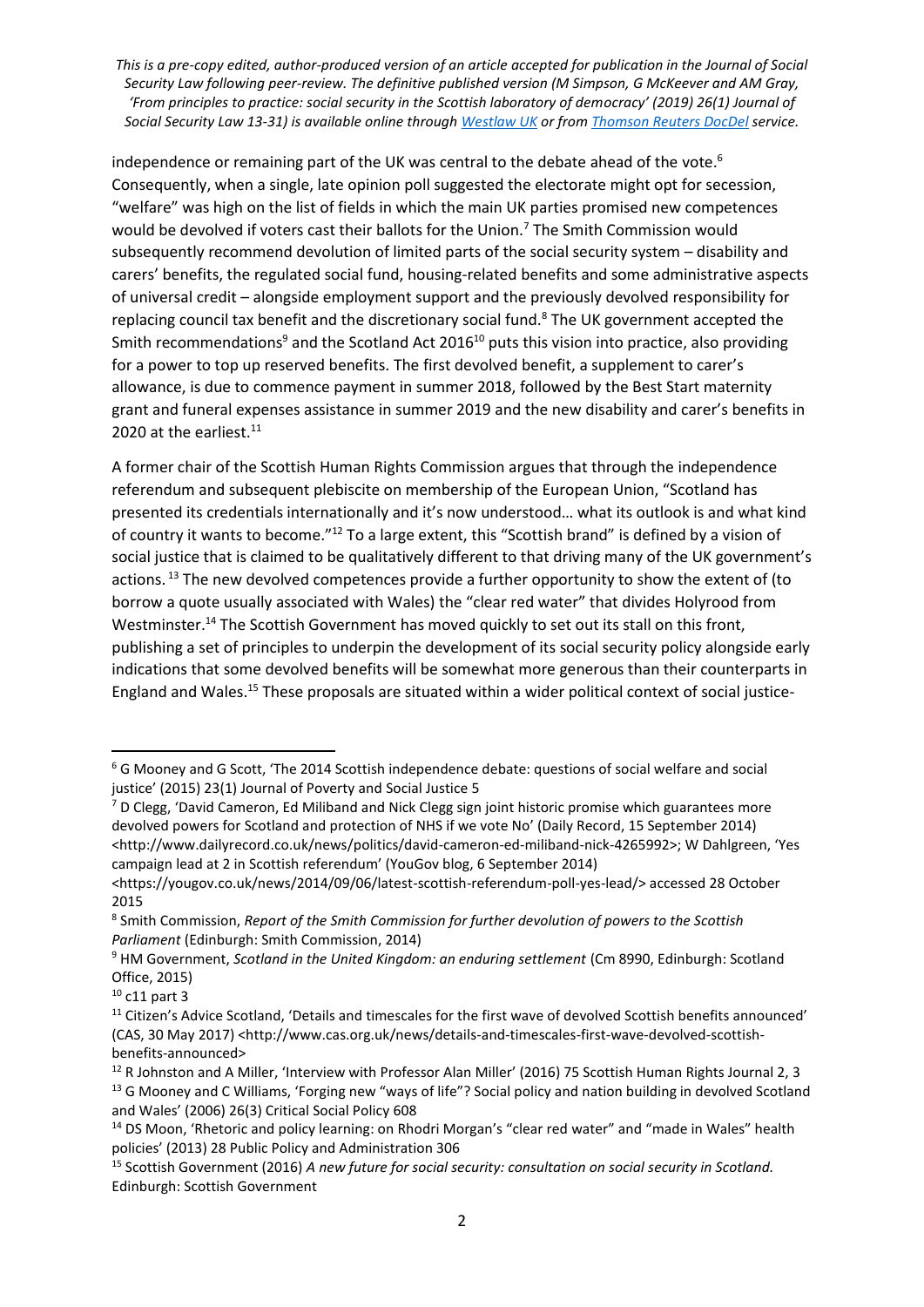independence or remaining part of the UK was central to the debate ahead of the vote.[6] Consequently, when a single, late opinion poll suggested the electorate might opt for secession, "welfare" was high on the list of fields in which the main UK parties promised new competences would be devolved if voters cast their ballots for the Union.[7] The Smith Commission would subsequently recommend devolution of limited parts of the social security system – disability and carers' benefits, the regulated social fund, housing-related benefits and some administrative aspects of universal credit – alongside employment support and the previously devolved responsibility for replacing council tax benefit and the discretionary social fund.[8] The UK government accepted the Smith recommendations[9] and the Scotland Act 2016[10] puts this vision into practice, also providing for a power to top up reserved benefits. The first devolved benefit, a supplement to carer's allowance, is due to commence payment in summer 2018, followed by the Best Start maternity grant and funeral expenses assistance in summer 2019 and the new disability and carer's benefits in 2020 at the earliest.[11]

A former chair of the Scottish Human Rights Commission argues that through the independence referendum and subsequent plebiscite on membership of the European Union, "Scotland has presented its credentials internationally and it's now understood… what its outlook is and what kind of country it wants to become."[12] To a large extent, this "Scottish brand" is defined by a vision of social justice that is claimed to be qualitatively different to that driving many of the UK government's actions.[13] The new devolved competences provide a further opportunity to show the extent of (to borrow a quote usually associated with Wales) the "clear red water" that divides Holyrood from Westminster.[14] The Scottish Government has moved quickly to set out its stall on this front, publishing a set of principles to underpin the development of its social security policy alongside early indications that some devolved benefits will be somewhat more generous than their counterparts in England and Wales.[15] These proposals are situated within a wider political context of social justice-

---

[6] G Mooney and G Scott, 'The 2014 Scottish independence debate: questions of social welfare and social justice' (2015) 23(1) Journal of Poverty and Social Justice 5

[7] D Clegg, 'David Cameron, Ed Miliband and Nick Clegg sign joint historic promise which guarantees more devolved powers for Scotland and protection of NHS if we vote No' (Daily Record, 15 September 2014) <http://www.dailyrecord.co.uk/news/politics/david-cameron-ed-miliband-nick-4265992>; W Dahlgreen, 'Yes campaign lead at 2 in Scottish referendum' (YouGov blog, 6 September 2014) <https://yougov.co.uk/news/2014/09/06/latest-scottish-referendum-poll-yes-lead/> accessed 28 October 2015

[8] Smith Commission, *Report of the Smith Commission for further devolution of powers to the Scottish Parliament* (Edinburgh: Smith Commission, 2014)

[9] HM Government, *Scotland in the United Kingdom: an enduring settlement* (Cm 8990, Edinburgh: Scotland Office, 2015)

[10] c11 part 3

[11] Citizen's Advice Scotland, 'Details and timescales for the first wave of devolved Scottish benefits announced' (CAS, 30 May 2017) <http://www.cas.org.uk/news/details-and-timescales-first-wave-devolved-scottish-benefits-announced>

[12] R Johnston and A Miller, 'Interview with Professor Alan Miller' (2016) 75 Scottish Human Rights Journal 2, 3

[13] G Mooney and C Williams, 'Forging new "ways of life"? Social policy and nation building in devolved Scotland and Wales' (2006) 26(3) Critical Social Policy 608

[14] DS Moon, 'Rhetoric and policy learning: on Rhodri Morgan's "clear red water" and "made in Wales" health policies' (2013) 28 Public Policy and Administration 306

[15] Scottish Government (2016) *A new future for social security: consultation on social security in Scotland.* Edinburgh: Scottish Government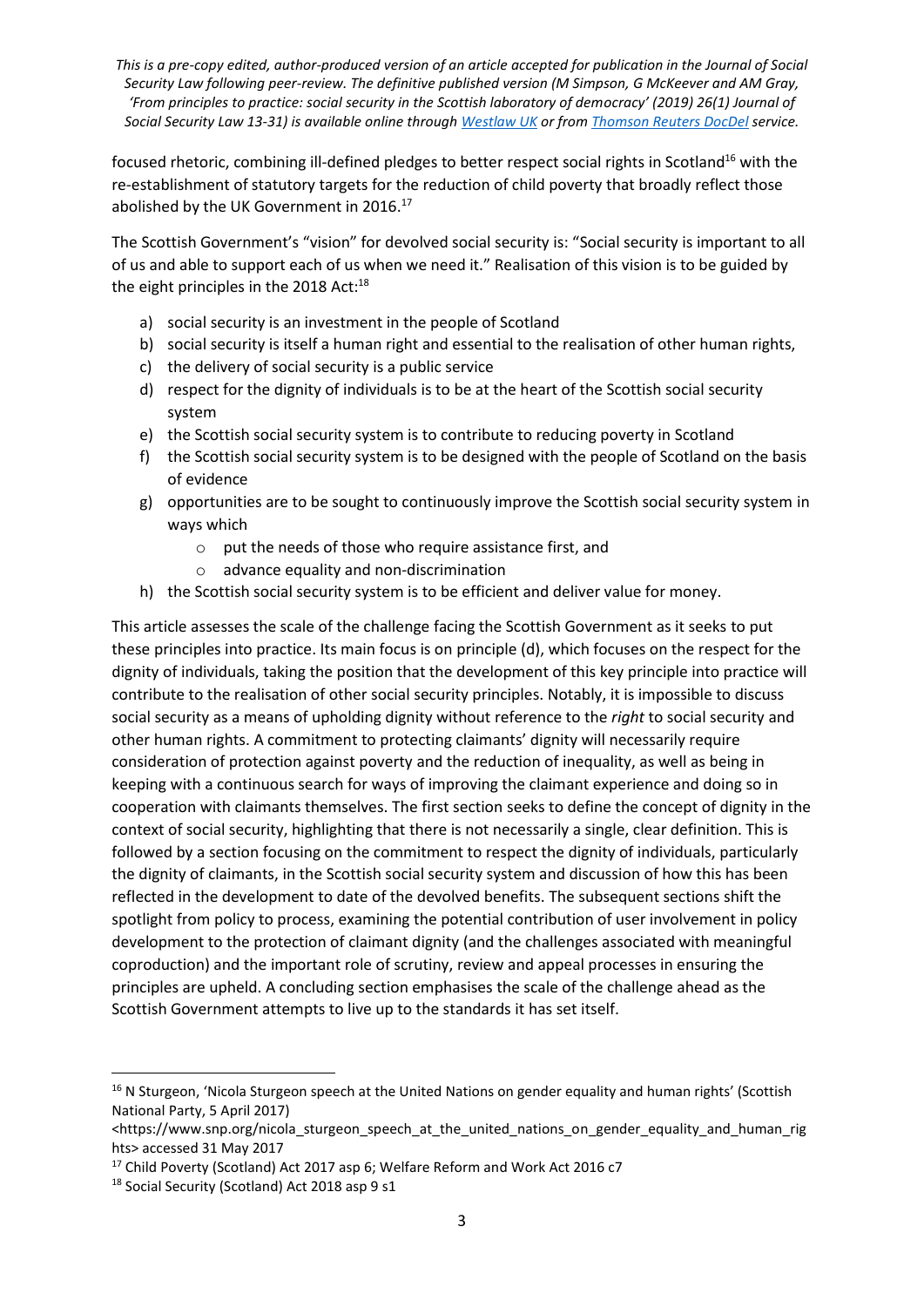focused rhetoric, combining ill-defined pledges to better respect social rights in Scotland[16] with the re-establishment of statutory targets for the reduction of child poverty that broadly reflect those abolished by the UK Government in 2016.[17]

The Scottish Government's "vision" for devolved social security is: "Social security is important to all of us and able to support each of us when we need it." Realisation of this vision is to be guided by the eight principles in the 2018 Act:[18]

a) social security is an investment in the people of Scotland
b) social security is itself a human right and essential to the realisation of other human rights,
c) the delivery of social security is a public service
d) respect for the dignity of individuals is to be at the heart of the Scottish social security system
e) the Scottish social security system is to contribute to reducing poverty in Scotland
f) the Scottish social security system is to be designed with the people of Scotland on the basis of evidence
g) opportunities are to be sought to continuously improve the Scottish social security system in ways which
   - put the needs of those who require assistance first, and
   - advance equality and non-discrimination
h) the Scottish social security system is to be efficient and deliver value for money.

This article assesses the scale of the challenge facing the Scottish Government as it seeks to put these principles into practice. Its main focus is on principle (d), which focuses on the respect for the dignity of individuals, taking the position that the development of this key principle into practice will contribute to the realisation of other social security principles. Notably, it is impossible to discuss social security as a means of upholding dignity without reference to the *right* to social security and other human rights. A commitment to protecting claimants' dignity will necessarily require consideration of protection against poverty and the reduction of inequality, as well as being in keeping with a continuous search for ways of improving the claimant experience and doing so in cooperation with claimants themselves. The first section seeks to define the concept of dignity in the context of social security, highlighting that there is not necessarily a single, clear definition. This is followed by a section focusing on the commitment to respect the dignity of individuals, particularly the dignity of claimants, in the Scottish social security system and discussion of how this has been reflected in the development to date of the devolved benefits. The subsequent sections shift the spotlight from policy to process, examining the potential contribution of user involvement in policy development to the protection of claimant dignity (and the challenges associated with meaningful coproduction) and the important role of scrutiny, review and appeal processes in ensuring the principles are upheld. A concluding section emphasises the scale of the challenge ahead as the Scottish Government attempts to live up to the standards it has set itself.

---

[16] N Sturgeon, 'Nicola Sturgeon speech at the United Nations on gender equality and human rights' (Scottish National Party, 5 April 2017) <https://www.snp.org/nicola_sturgeon_speech_at_the_united_nations_on_gender_equality_and_human_rights> accessed 31 May 2017

[17] Child Poverty (Scotland) Act 2017 asp 6; Welfare Reform and Work Act 2016 c7

[18] Social Security (Scotland) Act 2018 asp 9 s1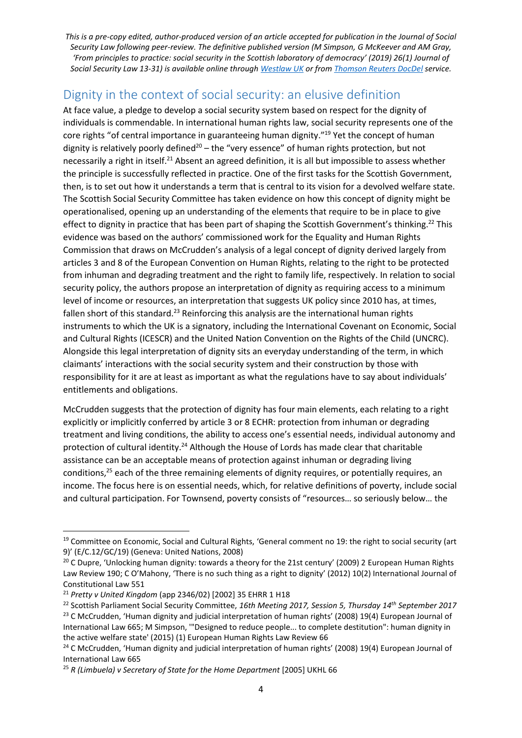## Dignity in the context of social security: an elusive definition

At face value, a pledge to develop a social security system based on respect for the dignity of individuals is commendable. In international human rights law, social security represents one of the core rights "of central importance in guaranteeing human dignity."[19] Yet the concept of human dignity is relatively poorly defined[20] – the "very essence" of human rights protection, but not necessarily a right in itself.[21] Absent an agreed definition, it is all but impossible to assess whether the principle is successfully reflected in practice. One of the first tasks for the Scottish Government, then, is to set out how it understands a term that is central to its vision for a devolved welfare state. The Scottish Social Security Committee has taken evidence on how this concept of dignity might be operationalised, opening up an understanding of the elements that require to be in place to give effect to dignity in practice that has been part of shaping the Scottish Government's thinking.[22] This evidence was based on the authors' commissioned work for the Equality and Human Rights Commission that draws on McCrudden's analysis of a legal concept of dignity derived largely from articles 3 and 8 of the European Convention on Human Rights, relating to the right to be protected from inhuman and degrading treatment and the right to family life, respectively. In relation to social security policy, the authors propose an interpretation of dignity as requiring access to a minimum level of income or resources, an interpretation that suggests UK policy since 2010 has, at times, fallen short of this standard.[23] Reinforcing this analysis are the international human rights instruments to which the UK is a signatory, including the International Covenant on Economic, Social and Cultural Rights (ICESCR) and the United Nation Convention on the Rights of the Child (UNCRC). Alongside this legal interpretation of dignity sits an everyday understanding of the term, in which claimants' interactions with the social security system and their construction by those with responsibility for it are at least as important as what the regulations have to say about individuals' entitlements and obligations.

McCrudden suggests that the protection of dignity has four main elements, each relating to a right explicitly or implicitly conferred by article 3 or 8 ECHR: protection from inhuman or degrading treatment and living conditions, the ability to access one's essential needs, individual autonomy and protection of cultural identity.[24] Although the House of Lords has made clear that charitable assistance can be an acceptable means of protection against inhuman or degrading living conditions,[25] each of the three remaining elements of dignity requires, or potentially requires, an income. The focus here is on essential needs, which, for relative definitions of poverty, include social and cultural participation. For Townsend, poverty consists of "resources… so seriously below… the

---

[19] Committee on Economic, Social and Cultural Rights, 'General comment no 19: the right to social security (art 9)' (E/C.12/GC/19) (Geneva: United Nations, 2008)

[20] C Dupre, 'Unlocking human dignity: towards a theory for the 21st century' (2009) 2 European Human Rights Law Review 190; C O'Mahony, 'There is no such thing as a right to dignity' (2012) 10(2) International Journal of Constitutional Law 551

[21] *Pretty v United Kingdom* (app 2346/02) [2002] 35 EHRR 1 H18

[22] Scottish Parliament Social Security Committee, *16th Meeting 2017, Session 5, Thursday 14th September 2017*

[23] C McCrudden, 'Human dignity and judicial interpretation of human rights' (2008) 19(4) European Journal of International Law 665; M Simpson, '"Designed to reduce people... to complete destitution": human dignity in the active welfare state' (2015) (1) European Human Rights Law Review 66

[24] C McCrudden, 'Human dignity and judicial interpretation of human rights' (2008) 19(4) European Journal of International Law 665

[25] *R (Limbuela) v Secretary of State for the Home Department* [2005] UKHL 66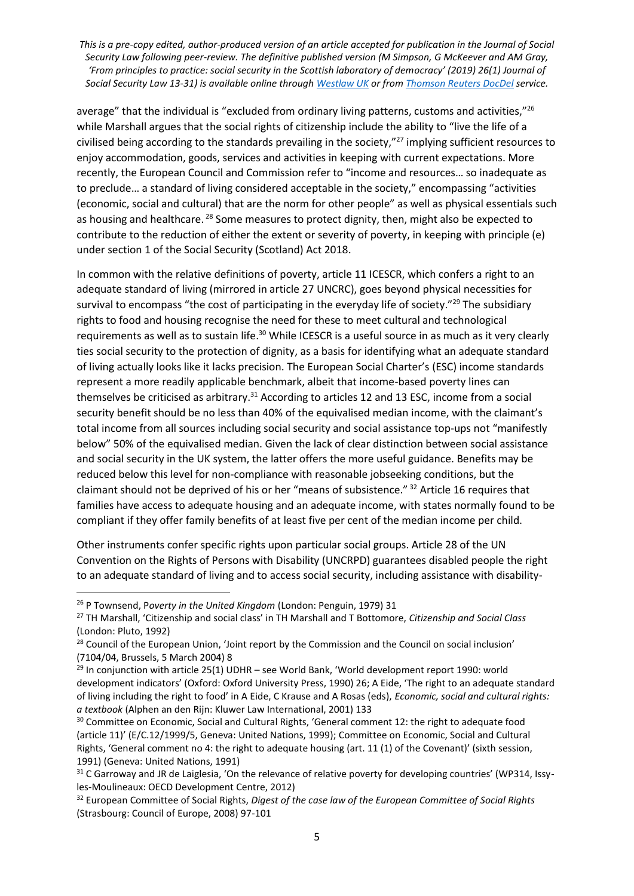average" that the individual is "excluded from ordinary living patterns, customs and activities,"[26] while Marshall argues that the social rights of citizenship include the ability to "live the life of a civilised being according to the standards prevailing in the society,"[27] implying sufficient resources to enjoy accommodation, goods, services and activities in keeping with current expectations. More recently, the European Council and Commission refer to "income and resources… so inadequate as to preclude… a standard of living considered acceptable in the society," encompassing "activities (economic, social and cultural) that are the norm for other people" as well as physical essentials such as housing and healthcare.[28] Some measures to protect dignity, then, might also be expected to contribute to the reduction of either the extent or severity of poverty, in keeping with principle (e) under section 1 of the Social Security (Scotland) Act 2018.

In common with the relative definitions of poverty, article 11 ICESCR, which confers a right to an adequate standard of living (mirrored in article 27 UNCRC), goes beyond physical necessities for survival to encompass "the cost of participating in the everyday life of society."[29] The subsidiary rights to food and housing recognise the need for these to meet cultural and technological requirements as well as to sustain life.[30] While ICESCR is a useful source in as much as it very clearly ties social security to the protection of dignity, as a basis for identifying what an adequate standard of living actually looks like it lacks precision. The European Social Charter's (ESC) income standards represent a more readily applicable benchmark, albeit that income-based poverty lines can themselves be criticised as arbitrary.[31] According to articles 12 and 13 ESC, income from a social security benefit should be no less than 40% of the equivalised median income, with the claimant's total income from all sources including social security and social assistance top-ups not "manifestly below" 50% of the equivalised median. Given the lack of clear distinction between social assistance and social security in the UK system, the latter offers the more useful guidance. Benefits may be reduced below this level for non-compliance with reasonable jobseeking conditions, but the claimant should not be deprived of his or her "means of subsistence."[32] Article 16 requires that families have access to adequate housing and an adequate income, with states normally found to be compliant if they offer family benefits of at least five per cent of the median income per child.

Other instruments confer specific rights upon particular social groups. Article 28 of the UN Convention on the Rights of Persons with Disability (UNCRPD) guarantees disabled people the right to an adequate standard of living and to access social security, including assistance with disability-

---

[26] P Townsend, *Poverty in the United Kingdom* (London: Penguin, 1979) 31

[27] TH Marshall, 'Citizenship and social class' in TH Marshall and T Bottomore, *Citizenship and Social Class* (London: Pluto, 1992)

[28] Council of the European Union, 'Joint report by the Commission and the Council on social inclusion' (7104/04, Brussels, 5 March 2004) 8

[29] In conjunction with article 25(1) UDHR – see World Bank, 'World development report 1990: world development indicators' (Oxford: Oxford University Press, 1990) 26; A Eide, 'The right to an adequate standard of living including the right to food' in A Eide, C Krause and A Rosas (eds), *Economic, social and cultural rights: a textbook* (Alphen an den Rijn: Kluwer Law International, 2001) 133

[30] Committee on Economic, Social and Cultural Rights, 'General comment 12: the right to adequate food (article 11)' (E/C.12/1999/5, Geneva: United Nations, 1999); Committee on Economic, Social and Cultural Rights, 'General comment no 4: the right to adequate housing (art. 11 (1) of the Covenant)' (sixth session, 1991) (Geneva: United Nations, 1991)

[31] C Garroway and JR de Laiglesia, 'On the relevance of relative poverty for developing countries' (WP314, Issy-les-Moulineaux: OECD Development Centre, 2012)

[32] European Committee of Social Rights, *Digest of the case law of the European Committee of Social Rights* (Strasbourg: Council of Europe, 2008) 97-101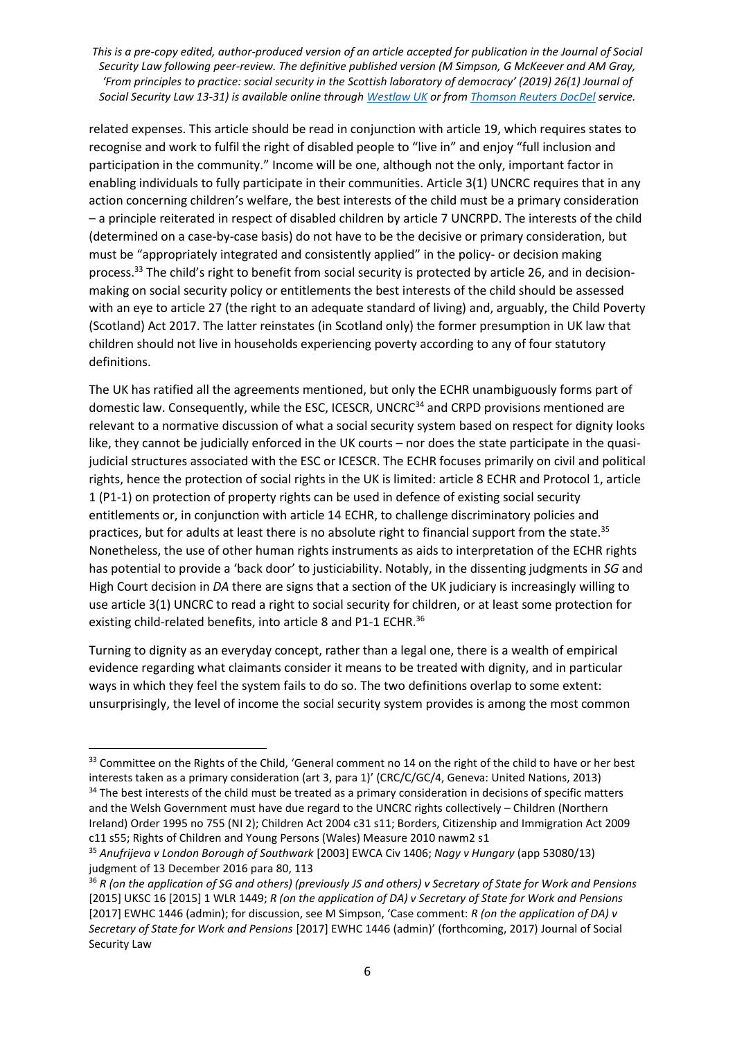related expenses. This article should be read in conjunction with article 19, which requires states to recognise and work to fulfil the right of disabled people to "live in" and enjoy "full inclusion and participation in the community." Income will be one, although not the only, important factor in enabling individuals to fully participate in their communities. Article 3(1) UNCRC requires that in any action concerning children's welfare, the best interests of the child must be a primary consideration – a principle reiterated in respect of disabled children by article 7 UNCRPD. The interests of the child (determined on a case-by-case basis) do not have to be the decisive or primary consideration, but must be "appropriately integrated and consistently applied" in the policy- or decision making process.[33] The child's right to benefit from social security is protected by article 26, and in decision-making on social security policy or entitlements the best interests of the child should be assessed with an eye to article 27 (the right to an adequate standard of living) and, arguably, the Child Poverty (Scotland) Act 2017. The latter reinstates (in Scotland only) the former presumption in UK law that children should not live in households experiencing poverty according to any of four statutory definitions.

The UK has ratified all the agreements mentioned, but only the ECHR unambiguously forms part of domestic law. Consequently, while the ESC, ICESCR, UNCRC[34] and CRPD provisions mentioned are relevant to a normative discussion of what a social security system based on respect for dignity looks like, they cannot be judicially enforced in the UK courts – nor does the state participate in the quasi-judicial structures associated with the ESC or ICESCR. The ECHR focuses primarily on civil and political rights, hence the protection of social rights in the UK is limited: article 8 ECHR and Protocol 1, article 1 (P1-1) on protection of property rights can be used in defence of existing social security entitlements or, in conjunction with article 14 ECHR, to challenge discriminatory policies and practices, but for adults at least there is no absolute right to financial support from the state.[35] Nonetheless, the use of other human rights instruments as aids to interpretation of the ECHR rights has potential to provide a 'back door' to justiciability. Notably, in the dissenting judgments in *SG* and High Court decision in *DA* there are signs that a section of the UK judiciary is increasingly willing to use article 3(1) UNCRC to read a right to social security for children, or at least some protection for existing child-related benefits, into article 8 and P1-1 ECHR.[36]

Turning to dignity as an everyday concept, rather than a legal one, there is a wealth of empirical evidence regarding what claimants consider it means to be treated with dignity, and in particular ways in which they feel the system fails to do so. The two definitions overlap to some extent: unsurprisingly, the level of income the social security system provides is among the most common

---

[33] Committee on the Rights of the Child, 'General comment no 14 on the right of the child to have or her best interests taken as a primary consideration (art 3, para 1)' (CRC/C/GC/4, Geneva: United Nations, 2013)

[34] The best interests of the child must be treated as a primary consideration in decisions of specific matters and the Welsh Government must have due regard to the UNCRC rights collectively – Children (Northern Ireland) Order 1995 no 755 (NI 2); Children Act 2004 c31 s11; Borders, Citizenship and Immigration Act 2009 c11 s55; Rights of Children and Young Persons (Wales) Measure 2010 nawm2 s1

[35] *Anufrijeva v London Borough of Southwark* [2003] EWCA Civ 1406; *Nagy v Hungary* (app 53080/13) judgment of 13 December 2016 para 80, 113

[36] *R (on the application of SG and others) (previously JS and others) v Secretary of State for Work and Pensions* [2015] UKSC 16 [2015] 1 WLR 1449; *R (on the application of DA) v Secretary of State for Work and Pensions* [2017] EWHC 1446 (admin); for discussion, see M Simpson, 'Case comment: *R (on the application of DA) v Secretary of State for Work and Pensions* [2017] EWHC 1446 (admin)' (forthcoming, 2017) Journal of Social Security Law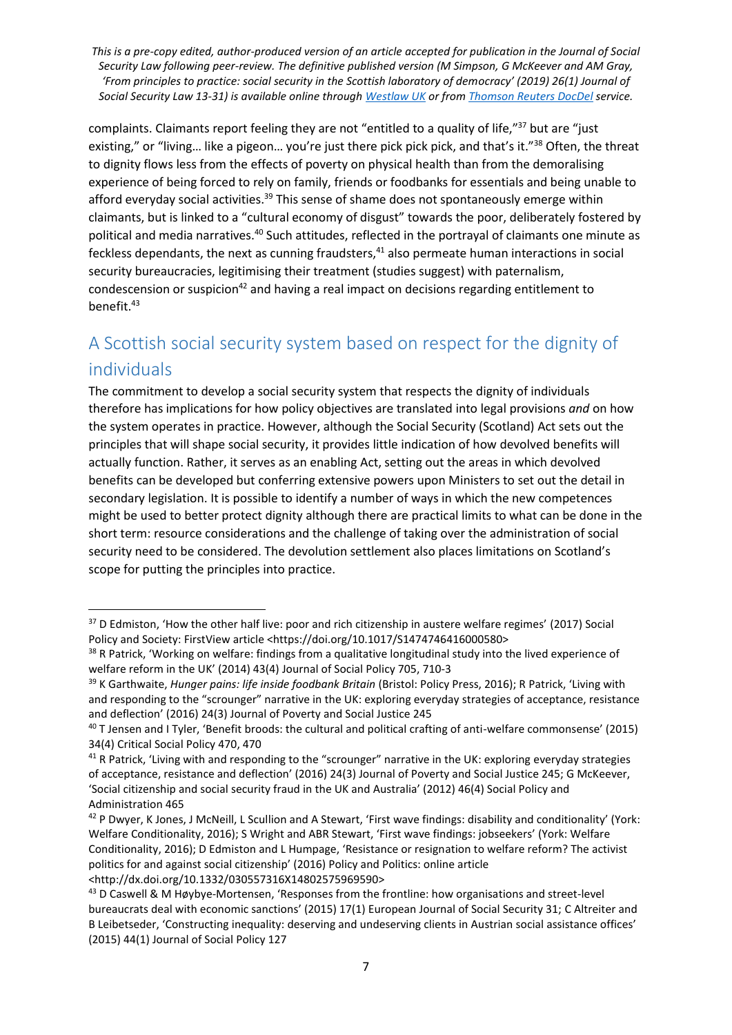complaints. Claimants report feeling they are not "entitled to a quality of life,"[37] but are "just existing," or "living… like a pigeon… you're just there pick pick pick, and that's it."[38] Often, the threat to dignity flows less from the effects of poverty on physical health than from the demoralising experience of being forced to rely on family, friends or foodbanks for essentials and being unable to afford everyday social activities.[39] This sense of shame does not spontaneously emerge within claimants, but is linked to a "cultural economy of disgust" towards the poor, deliberately fostered by political and media narratives.[40] Such attitudes, reflected in the portrayal of claimants one minute as feckless dependants, the next as cunning fraudsters,[41] also permeate human interactions in social security bureaucracies, legitimising their treatment (studies suggest) with paternalism, condescension or suspicion[42] and having a real impact on decisions regarding entitlement to benefit.[43]

## A Scottish social security system based on respect for the dignity of individuals

The commitment to develop a social security system that respects the dignity of individuals therefore has implications for how policy objectives are translated into legal provisions *and* on how the system operates in practice. However, although the Social Security (Scotland) Act sets out the principles that will shape social security, it provides little indication of how devolved benefits will actually function. Rather, it serves as an enabling Act, setting out the areas in which devolved benefits can be developed but conferring extensive powers upon Ministers to set out the detail in secondary legislation. It is possible to identify a number of ways in which the new competences might be used to better protect dignity although there are practical limits to what can be done in the short term: resource considerations and the challenge of taking over the administration of social security need to be considered. The devolution settlement also places limitations on Scotland's scope for putting the principles into practice.

---

[37] D Edmiston, 'How the other half live: poor and rich citizenship in austere welfare regimes' (2017) Social Policy and Society: FirstView article <https://doi.org/10.1017/S1474746416000580>

[38] R Patrick, 'Working on welfare: findings from a qualitative longitudinal study into the lived experience of welfare reform in the UK' (2014) 43(4) Journal of Social Policy 705, 710-3

[39] K Garthwaite, *Hunger pains: life inside foodbank Britain* (Bristol: Policy Press, 2016); R Patrick, 'Living with and responding to the "scrounger" narrative in the UK: exploring everyday strategies of acceptance, resistance and deflection' (2016) 24(3) Journal of Poverty and Social Justice 245

[40] T Jensen and I Tyler, 'Benefit broods: the cultural and political crafting of anti-welfare commonsense' (2015) 34(4) Critical Social Policy 470, 470

[41] R Patrick, 'Living with and responding to the "scrounger" narrative in the UK: exploring everyday strategies of acceptance, resistance and deflection' (2016) 24(3) Journal of Poverty and Social Justice 245; G McKeever, 'Social citizenship and social security fraud in the UK and Australia' (2012) 46(4) Social Policy and Administration 465

[42] P Dwyer, K Jones, J McNeill, L Scullion and A Stewart, 'First wave findings: disability and conditionality' (York: Welfare Conditionality, 2016); S Wright and ABR Stewart, 'First wave findings: jobseekers' (York: Welfare Conditionality, 2016); D Edmiston and L Humpage, 'Resistance or resignation to welfare reform? The activist politics for and against social citizenship' (2016) Policy and Politics: online article <http://dx.doi.org/10.1332/030557316X14802575969590>

[43] D Caswell & M Høybye-Mortensen, 'Responses from the frontline: how organisations and street-level bureaucrats deal with economic sanctions' (2015) 17(1) European Journal of Social Security 31; C Altreiter and B Leibetseder, 'Constructing inequality: deserving and undeserving clients in Austrian social assistance offices' (2015) 44(1) Journal of Social Policy 127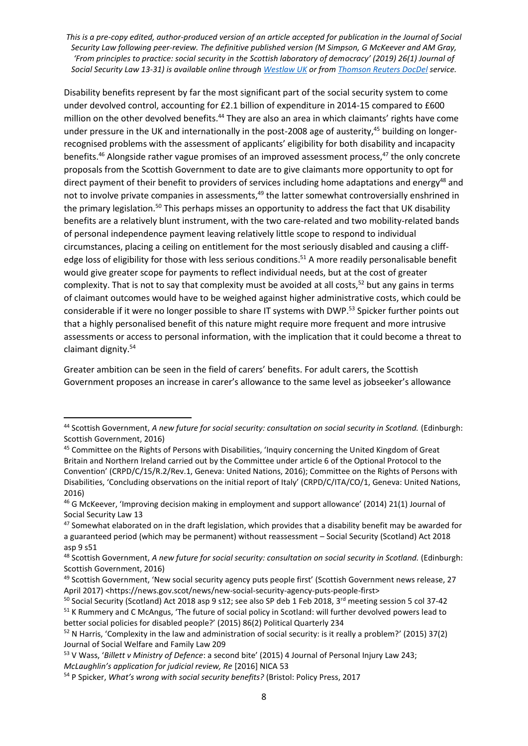Disability benefits represent by far the most significant part of the social security system to come under devolved control, accounting for £2.1 billion of expenditure in 2014-15 compared to £600 million on the other devolved benefits.[44] They are also an area in which claimants' rights have come under pressure in the UK and internationally in the post-2008 age of austerity,[45] building on longer-recognised problems with the assessment of applicants' eligibility for both disability and incapacity benefits.[46] Alongside rather vague promises of an improved assessment process,[47] the only concrete proposals from the Scottish Government to date are to give claimants more opportunity to opt for direct payment of their benefit to providers of services including home adaptations and energy[48] and not to involve private companies in assessments,[49] the latter somewhat controversially enshrined in the primary legislation.[50] This perhaps misses an opportunity to address the fact that UK disability benefits are a relatively blunt instrument, with the two care-related and two mobility-related bands of personal independence payment leaving relatively little scope to respond to individual circumstances, placing a ceiling on entitlement for the most seriously disabled and causing a cliff-edge loss of eligibility for those with less serious conditions.[51] A more readily personalisable benefit would give greater scope for payments to reflect individual needs, but at the cost of greater complexity. That is not to say that complexity must be avoided at all costs,[52] but any gains in terms of claimant outcomes would have to be weighed against higher administrative costs, which could be considerable if it were no longer possible to share IT systems with DWP.[53] Spicker further points out that a highly personalised benefit of this nature might require more frequent and more intrusive assessments or access to personal information, with the implication that it could become a threat to claimant dignity.[54]

Greater ambition can be seen in the field of carers' benefits. For adult carers, the Scottish Government proposes an increase in carer's allowance to the same level as jobseeker's allowance

---

[44] Scottish Government, *A new future for social security: consultation on social security in Scotland.* (Edinburgh: Scottish Government, 2016)

[45] Committee on the Rights of Persons with Disabilities, 'Inquiry concerning the United Kingdom of Great Britain and Northern Ireland carried out by the Committee under article 6 of the Optional Protocol to the Convention' (CRPD/C/15/R.2/Rev.1, Geneva: United Nations, 2016); Committee on the Rights of Persons with Disabilities, 'Concluding observations on the initial report of Italy' (CRPD/C/ITA/CO/1, Geneva: United Nations, 2016)

[46] G McKeever, 'Improving decision making in employment and support allowance' (2014) 21(1) Journal of Social Security Law 13

[47] Somewhat elaborated on in the draft legislation, which provides that a disability benefit may be awarded for a guaranteed period (which may be permanent) without reassessment – Social Security (Scotland) Act 2018 asp 9 s51

[48] Scottish Government, *A new future for social security: consultation on social security in Scotland.* (Edinburgh: Scottish Government, 2016)

[49] Scottish Government, 'New social security agency puts people first' (Scottish Government news release, 27 April 2017) <https://news.gov.scot/news/new-social-security-agency-puts-people-first>

[50] Social Security (Scotland) Act 2018 asp 9 s12; see also SP deb 1 Feb 2018, 3rd meeting session 5 col 37-42

[51] K Rummery and C McAngus, 'The future of social policy in Scotland: will further devolved powers lead to better social policies for disabled people?' (2015) 86(2) Political Quarterly 234

[52] N Harris, 'Complexity in the law and administration of social security: is it really a problem?' (2015) 37(2) Journal of Social Welfare and Family Law 209

[53] V Wass, '*Billett v Ministry of Defence*: a second bite' (2015) 4 Journal of Personal Injury Law 243; *McLaughlin's application for judicial review, Re* [2016] NICA 53

[54] P Spicker, *What's wrong with social security benefits?* (Bristol: Policy Press, 2017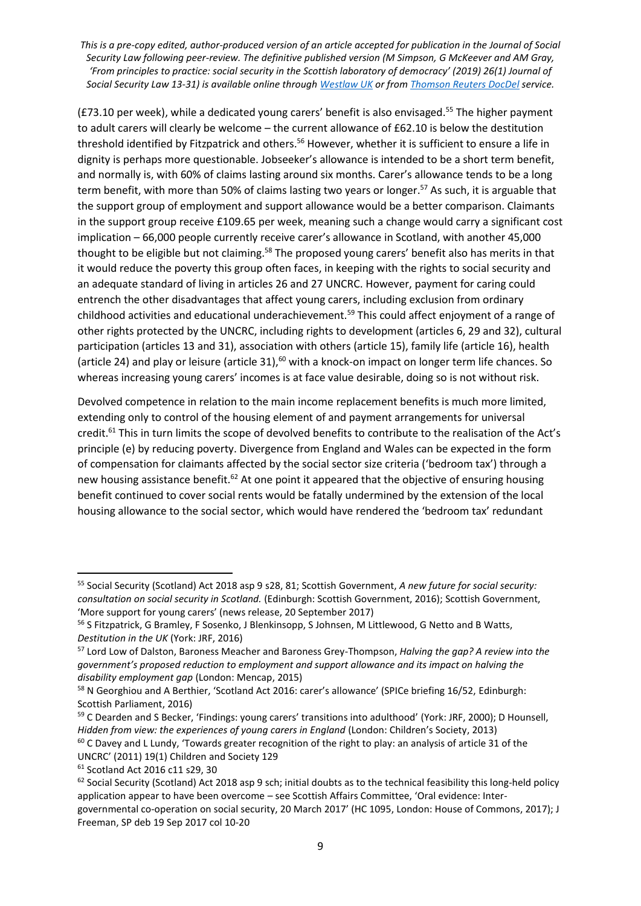(£73.10 per week), while a dedicated young carers' benefit is also envisaged.[55] The higher payment to adult carers will clearly be welcome – the current allowance of £62.10 is below the destitution threshold identified by Fitzpatrick and others.[56] However, whether it is sufficient to ensure a life in dignity is perhaps more questionable. Jobseeker's allowance is intended to be a short term benefit, and normally is, with 60% of claims lasting around six months. Carer's allowance tends to be a long term benefit, with more than 50% of claims lasting two years or longer.[57] As such, it is arguable that the support group of employment and support allowance would be a better comparison. Claimants in the support group receive £109.65 per week, meaning such a change would carry a significant cost implication – 66,000 people currently receive carer's allowance in Scotland, with another 45,000 thought to be eligible but not claiming.[58] The proposed young carers' benefit also has merits in that it would reduce the poverty this group often faces, in keeping with the rights to social security and an adequate standard of living in articles 26 and 27 UNCRC. However, payment for caring could entrench the other disadvantages that affect young carers, including exclusion from ordinary childhood activities and educational underachievement.[59] This could affect enjoyment of a range of other rights protected by the UNCRC, including rights to development (articles 6, 29 and 32), cultural participation (articles 13 and 31), association with others (article 15), family life (article 16), health (article 24) and play or leisure (article 31),[60] with a knock-on impact on longer term life chances. So whereas increasing young carers' incomes is at face value desirable, doing so is not without risk.

Devolved competence in relation to the main income replacement benefits is much more limited, extending only to control of the housing element of and payment arrangements for universal credit.[61] This in turn limits the scope of devolved benefits to contribute to the realisation of the Act's principle (e) by reducing poverty. Divergence from England and Wales can be expected in the form of compensation for claimants affected by the social sector size criteria ('bedroom tax') through a new housing assistance benefit.[62] At one point it appeared that the objective of ensuring housing benefit continued to cover social rents would be fatally undermined by the extension of the local housing allowance to the social sector, which would have rendered the 'bedroom tax' redundant

---

[55] Social Security (Scotland) Act 2018 asp 9 s28, 81; Scottish Government, *A new future for social security: consultation on social security in Scotland.* (Edinburgh: Scottish Government, 2016); Scottish Government, 'More support for young carers' (news release, 20 September 2017)

[56] S Fitzpatrick, G Bramley, F Sosenko, J Blenkinsopp, S Johnsen, M Littlewood, G Netto and B Watts, *Destitution in the UK* (York: JRF, 2016)

[57] Lord Low of Dalston, Baroness Meacher and Baroness Grey-Thompson, *Halving the gap? A review into the government's proposed reduction to employment and support allowance and its impact on halving the disability employment gap* (London: Mencap, 2015)

[58] N Georghiou and A Berthier, 'Scotland Act 2016: carer's allowance' (SPICe briefing 16/52, Edinburgh: Scottish Parliament, 2016)

[59] C Dearden and S Becker, 'Findings: young carers' transitions into adulthood' (York: JRF, 2000); D Hounsell, *Hidden from view: the experiences of young carers in England* (London: Children's Society, 2013)

[60] C Davey and L Lundy, 'Towards greater recognition of the right to play: an analysis of article 31 of the UNCRC' (2011) 19(1) Children and Society 129

[61] Scotland Act 2016 c11 s29, 30

[62] Social Security (Scotland) Act 2018 asp 9 sch; initial doubts as to the technical feasibility this long-held policy application appear to have been overcome – see Scottish Affairs Committee, 'Oral evidence: Inter-governmental co-operation on social security, 20 March 2017' (HC 1095, London: House of Commons, 2017); J Freeman, SP deb 19 Sep 2017 col 10-20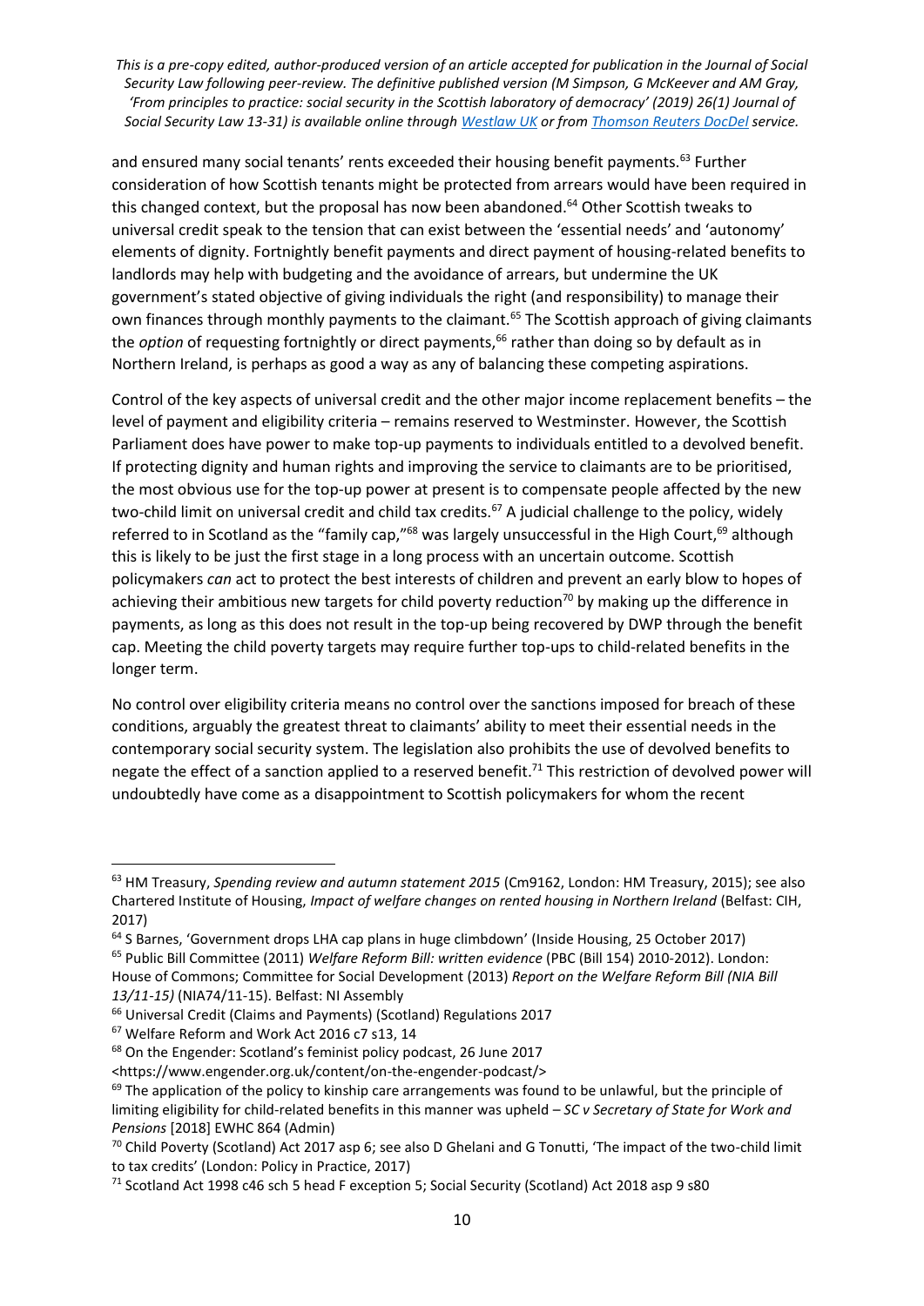and ensured many social tenants' rents exceeded their housing benefit payments.[63] Further consideration of how Scottish tenants might be protected from arrears would have been required in this changed context, but the proposal has now been abandoned.[64] Other Scottish tweaks to universal credit speak to the tension that can exist between the 'essential needs' and 'autonomy' elements of dignity. Fortnightly benefit payments and direct payment of housing-related benefits to landlords may help with budgeting and the avoidance of arrears, but undermine the UK government's stated objective of giving individuals the right (and responsibility) to manage their own finances through monthly payments to the claimant.[65] The Scottish approach of giving claimants the *option* of requesting fortnightly or direct payments,[66] rather than doing so by default as in Northern Ireland, is perhaps as good a way as any of balancing these competing aspirations.

Control of the key aspects of universal credit and the other major income replacement benefits – the level of payment and eligibility criteria – remains reserved to Westminster. However, the Scottish Parliament does have power to make top-up payments to individuals entitled to a devolved benefit. If protecting dignity and human rights and improving the service to claimants are to be prioritised, the most obvious use for the top-up power at present is to compensate people affected by the new two-child limit on universal credit and child tax credits.[67] A judicial challenge to the policy, widely referred to in Scotland as the "family cap,"[68] was largely unsuccessful in the High Court,[69] although this is likely to be just the first stage in a long process with an uncertain outcome. Scottish policymakers *can* act to protect the best interests of children and prevent an early blow to hopes of achieving their ambitious new targets for child poverty reduction[70] by making up the difference in payments, as long as this does not result in the top-up being recovered by DWP through the benefit cap. Meeting the child poverty targets may require further top-ups to child-related benefits in the longer term.

No control over eligibility criteria means no control over the sanctions imposed for breach of these conditions, arguably the greatest threat to claimants' ability to meet their essential needs in the contemporary social security system. The legislation also prohibits the use of devolved benefits to negate the effect of a sanction applied to a reserved benefit.[71] This restriction of devolved power will undoubtedly have come as a disappointment to Scottish policymakers for whom the recent

---

[63] HM Treasury, *Spending review and autumn statement 2015* (Cm9162, London: HM Treasury, 2015); see also Chartered Institute of Housing, *Impact of welfare changes on rented housing in Northern Ireland* (Belfast: CIH, 2017)

[64] S Barnes, 'Government drops LHA cap plans in huge climbdown' (Inside Housing, 25 October 2017)

[65] Public Bill Committee (2011) *Welfare Reform Bill: written evidence* (PBC (Bill 154) 2010-2012). London: House of Commons; Committee for Social Development (2013) *Report on the Welfare Reform Bill (NIA Bill 13/11-15)* (NIA74/11-15). Belfast: NI Assembly

[66] Universal Credit (Claims and Payments) (Scotland) Regulations 2017

[67] Welfare Reform and Work Act 2016 c7 s13, 14

[68] On the Engender: Scotland's feminist policy podcast, 26 June 2017 <https://www.engender.org.uk/content/on-the-engender-podcast/>

[69] The application of the policy to kinship care arrangements was found to be unlawful, but the principle of limiting eligibility for child-related benefits in this manner was upheld – *SC v Secretary of State for Work and Pensions* [2018] EWHC 864 (Admin)

[70] Child Poverty (Scotland) Act 2017 asp 6; see also D Ghelani and G Tonutti, 'The impact of the two-child limit to tax credits' (London: Policy in Practice, 2017)

[71] Scotland Act 1998 c46 sch 5 head F exception 5; Social Security (Scotland) Act 2018 asp 9 s80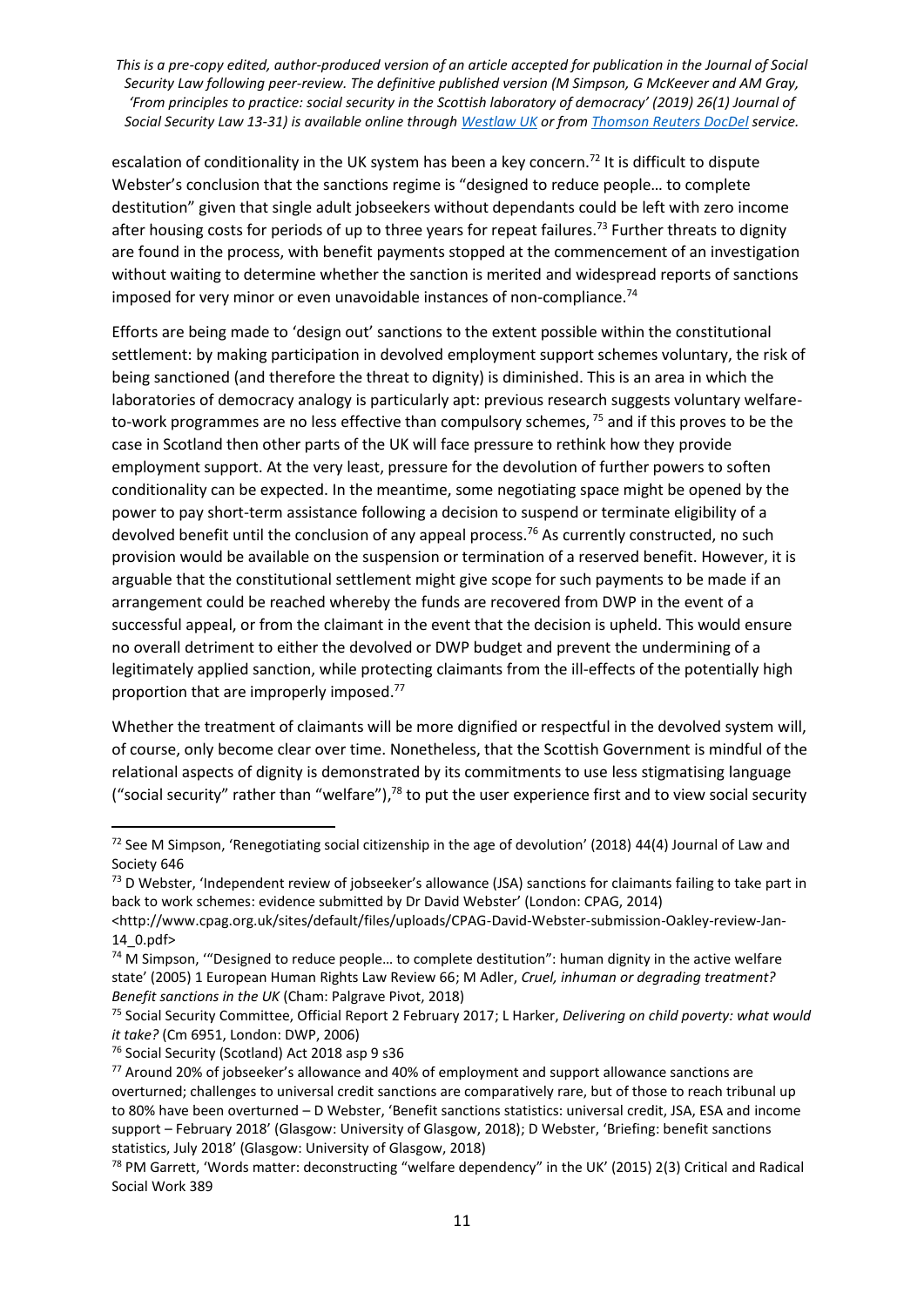escalation of conditionality in the UK system has been a key concern.[72] It is difficult to dispute Webster's conclusion that the sanctions regime is "designed to reduce people… to complete destitution" given that single adult jobseekers without dependants could be left with zero income after housing costs for periods of up to three years for repeat failures.[73] Further threats to dignity are found in the process, with benefit payments stopped at the commencement of an investigation without waiting to determine whether the sanction is merited and widespread reports of sanctions imposed for very minor or even unavoidable instances of non-compliance.[74]

Efforts are being made to 'design out' sanctions to the extent possible within the constitutional settlement: by making participation in devolved employment support schemes voluntary, the risk of being sanctioned (and therefore the threat to dignity) is diminished. This is an area in which the laboratories of democracy analogy is particularly apt: previous research suggests voluntary welfare-to-work programmes are no less effective than compulsory schemes, [75] and if this proves to be the case in Scotland then other parts of the UK will face pressure to rethink how they provide employment support. At the very least, pressure for the devolution of further powers to soften conditionality can be expected. In the meantime, some negotiating space might be opened by the power to pay short-term assistance following a decision to suspend or terminate eligibility of a devolved benefit until the conclusion of any appeal process.[76] As currently constructed, no such provision would be available on the suspension or termination of a reserved benefit. However, it is arguable that the constitutional settlement might give scope for such payments to be made if an arrangement could be reached whereby the funds are recovered from DWP in the event of a successful appeal, or from the claimant in the event that the decision is upheld. This would ensure no overall detriment to either the devolved or DWP budget and prevent the undermining of a legitimately applied sanction, while protecting claimants from the ill-effects of the potentially high proportion that are improperly imposed.[77]

Whether the treatment of claimants will be more dignified or respectful in the devolved system will, of course, only become clear over time. Nonetheless, that the Scottish Government is mindful of the relational aspects of dignity is demonstrated by its commitments to use less stigmatising language ("social security" rather than "welfare"),[78] to put the user experience first and to view social security

---

[72] See M Simpson, 'Renegotiating social citizenship in the age of devolution' (2018) 44(4) Journal of Law and Society 646

[73] D Webster, 'Independent review of jobseeker's allowance (JSA) sanctions for claimants failing to take part in back to work schemes: evidence submitted by Dr David Webster' (London: CPAG, 2014) <http://www.cpag.org.uk/sites/default/files/uploads/CPAG-David-Webster-submission-Oakley-review-Jan-14_0.pdf>

[74] M Simpson, '"Designed to reduce people… to complete destitution": human dignity in the active welfare state' (2005) 1 European Human Rights Law Review 66; M Adler, *Cruel, inhuman or degrading treatment? Benefit sanctions in the UK* (Cham: Palgrave Pivot, 2018)

[75] Social Security Committee, Official Report 2 February 2017; L Harker, *Delivering on child poverty: what would it take?* (Cm 6951, London: DWP, 2006)

[76] Social Security (Scotland) Act 2018 asp 9 s36

[77] Around 20% of jobseeker's allowance and 40% of employment and support allowance sanctions are overturned; challenges to universal credit sanctions are comparatively rare, but of those to reach tribunal up to 80% have been overturned – D Webster, 'Benefit sanctions statistics: universal credit, JSA, ESA and income support – February 2018' (Glasgow: University of Glasgow, 2018); D Webster, 'Briefing: benefit sanctions statistics, July 2018' (Glasgow: University of Glasgow, 2018)

[78] PM Garrett, 'Words matter: deconstructing "welfare dependency" in the UK' (2015) 2(3) Critical and Radical Social Work 389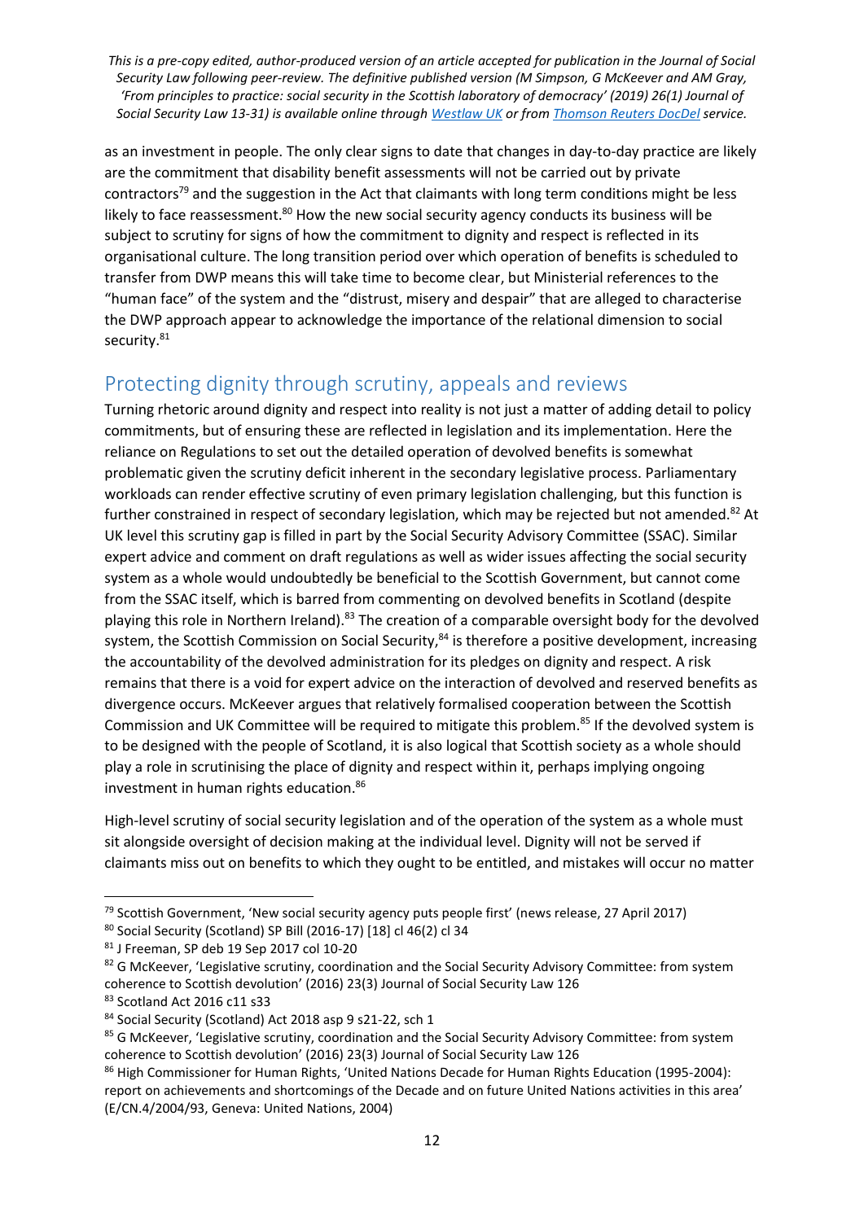as an investment in people. The only clear signs to date that changes in day-to-day practice are likely are the commitment that disability benefit assessments will not be carried out by private contractors[79] and the suggestion in the Act that claimants with long term conditions might be less likely to face reassessment.[80] How the new social security agency conducts its business will be subject to scrutiny for signs of how the commitment to dignity and respect is reflected in its organisational culture. The long transition period over which operation of benefits is scheduled to transfer from DWP means this will take time to become clear, but Ministerial references to the "human face" of the system and the "distrust, misery and despair" that are alleged to characterise the DWP approach appear to acknowledge the importance of the relational dimension to social security.[81]

## Protecting dignity through scrutiny, appeals and reviews

Turning rhetoric around dignity and respect into reality is not just a matter of adding detail to policy commitments, but of ensuring these are reflected in legislation and its implementation. Here the reliance on Regulations to set out the detailed operation of devolved benefits is somewhat problematic given the scrutiny deficit inherent in the secondary legislative process. Parliamentary workloads can render effective scrutiny of even primary legislation challenging, but this function is further constrained in respect of secondary legislation, which may be rejected but not amended.[82] At UK level this scrutiny gap is filled in part by the Social Security Advisory Committee (SSAC). Similar expert advice and comment on draft regulations as well as wider issues affecting the social security system as a whole would undoubtedly be beneficial to the Scottish Government, but cannot come from the SSAC itself, which is barred from commenting on devolved benefits in Scotland (despite playing this role in Northern Ireland).[83] The creation of a comparable oversight body for the devolved system, the Scottish Commission on Social Security,[84] is therefore a positive development, increasing the accountability of the devolved administration for its pledges on dignity and respect. A risk remains that there is a void for expert advice on the interaction of devolved and reserved benefits as divergence occurs. McKeever argues that relatively formalised cooperation between the Scottish Commission and UK Committee will be required to mitigate this problem.[85] If the devolved system is to be designed with the people of Scotland, it is also logical that Scottish society as a whole should play a role in scrutinising the place of dignity and respect within it, perhaps implying ongoing investment in human rights education.[86]

High-level scrutiny of social security legislation and of the operation of the system as a whole must sit alongside oversight of decision making at the individual level. Dignity will not be served if claimants miss out on benefits to which they ought to be entitled, and mistakes will occur no matter

---

[79] Scottish Government, 'New social security agency puts people first' (news release, 27 April 2017)

[80] Social Security (Scotland) SP Bill (2016-17) [18] cl 46(2) cl 34

[81] J Freeman, SP deb 19 Sep 2017 col 10-20

[82] G McKeever, 'Legislative scrutiny, coordination and the Social Security Advisory Committee: from system coherence to Scottish devolution' (2016) 23(3) Journal of Social Security Law 126

[83] Scotland Act 2016 c11 s33

[84] Social Security (Scotland) Act 2018 asp 9 s21-22, sch 1

[85] G McKeever, 'Legislative scrutiny, coordination and the Social Security Advisory Committee: from system coherence to Scottish devolution' (2016) 23(3) Journal of Social Security Law 126

[86] High Commissioner for Human Rights, 'United Nations Decade for Human Rights Education (1995-2004): report on achievements and shortcomings of the Decade and on future United Nations activities in this area' (E/CN.4/2004/93, Geneva: United Nations, 2004)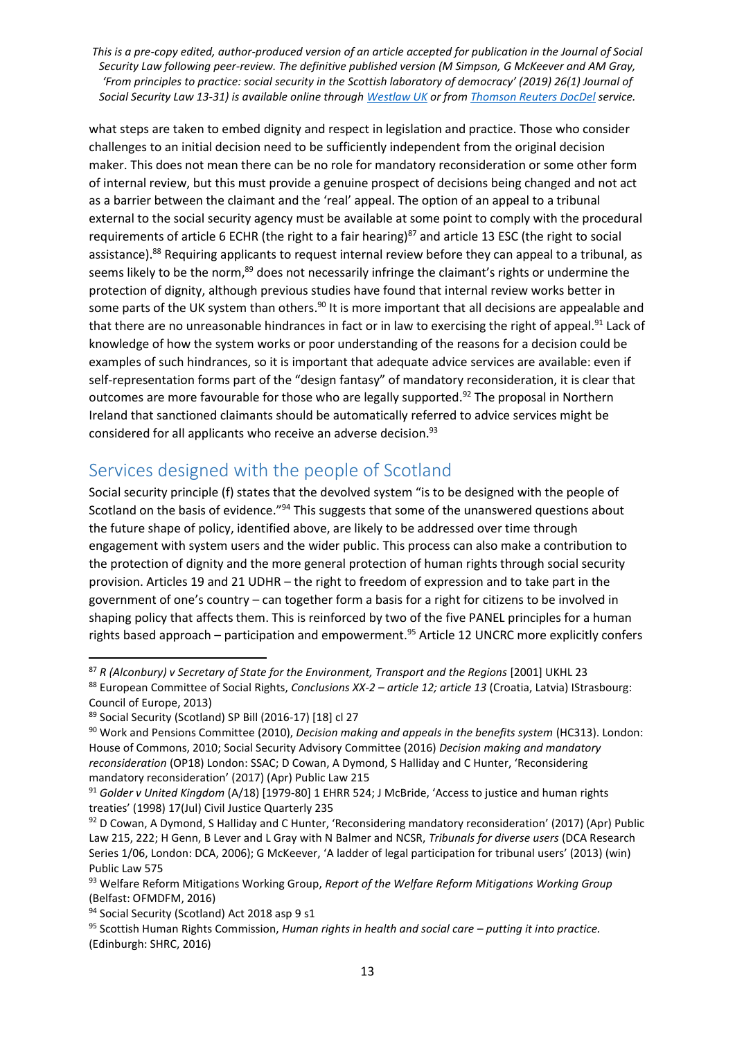what steps are taken to embed dignity and respect in legislation and practice. Those who consider challenges to an initial decision need to be sufficiently independent from the original decision maker. This does not mean there can be no role for mandatory reconsideration or some other form of internal review, but this must provide a genuine prospect of decisions being changed and not act as a barrier between the claimant and the 'real' appeal. The option of an appeal to a tribunal external to the social security agency must be available at some point to comply with the procedural requirements of article 6 ECHR (the right to a fair hearing)[87] and article 13 ESC (the right to social assistance).[88] Requiring applicants to request internal review before they can appeal to a tribunal, as seems likely to be the norm,[89] does not necessarily infringe the claimant's rights or undermine the protection of dignity, although previous studies have found that internal review works better in some parts of the UK system than others.[90] It is more important that all decisions are appealable and that there are no unreasonable hindrances in fact or in law to exercising the right of appeal.[91] Lack of knowledge of how the system works or poor understanding of the reasons for a decision could be examples of such hindrances, so it is important that adequate advice services are available: even if self-representation forms part of the "design fantasy" of mandatory reconsideration, it is clear that outcomes are more favourable for those who are legally supported.[92] The proposal in Northern Ireland that sanctioned claimants should be automatically referred to advice services might be considered for all applicants who receive an adverse decision.[93]

## Services designed with the people of Scotland

Social security principle (f) states that the devolved system "is to be designed with the people of Scotland on the basis of evidence."[94] This suggests that some of the unanswered questions about the future shape of policy, identified above, are likely to be addressed over time through engagement with system users and the wider public. This process can also make a contribution to the protection of dignity and the more general protection of human rights through social security provision. Articles 19 and 21 UDHR – the right to freedom of expression and to take part in the government of one's country – can together form a basis for a right for citizens to be involved in shaping policy that affects them. This is reinforced by two of the five PANEL principles for a human rights based approach – participation and empowerment.[95] Article 12 UNCRC more explicitly confers

---

[87] *R (Alconbury) v Secretary of State for the Environment, Transport and the Regions* [2001] UKHL 23

[88] European Committee of Social Rights, *Conclusions XX-2 – article 12; article 13* (Croatia, Latvia) IStrasbourg: Council of Europe, 2013)

[89] Social Security (Scotland) SP Bill (2016-17) [18] cl 27

[90] Work and Pensions Committee (2010), *Decision making and appeals in the benefits system* (HC313). London: House of Commons, 2010; Social Security Advisory Committee (2016) *Decision making and mandatory reconsideration* (OP18) London: SSAC; D Cowan, A Dymond, S Halliday and C Hunter, 'Reconsidering mandatory reconsideration' (2017) (Apr) Public Law 215

[91] *Golder v United Kingdom* (A/18) [1979-80] 1 EHRR 524; J McBride, 'Access to justice and human rights treaties' (1998) 17(Jul) Civil Justice Quarterly 235

[92] D Cowan, A Dymond, S Halliday and C Hunter, 'Reconsidering mandatory reconsideration' (2017) (Apr) Public Law 215, 222; H Genn, B Lever and L Gray with N Balmer and NCSR, *Tribunals for diverse users* (DCA Research Series 1/06, London: DCA, 2006); G McKeever, 'A ladder of legal participation for tribunal users' (2013) (win) Public Law 575

[93] Welfare Reform Mitigations Working Group, *Report of the Welfare Reform Mitigations Working Group* (Belfast: OFMDFM, 2016)

[94] Social Security (Scotland) Act 2018 asp 9 s1

[95] Scottish Human Rights Commission, *Human rights in health and social care – putting it into practice.* (Edinburgh: SHRC, 2016)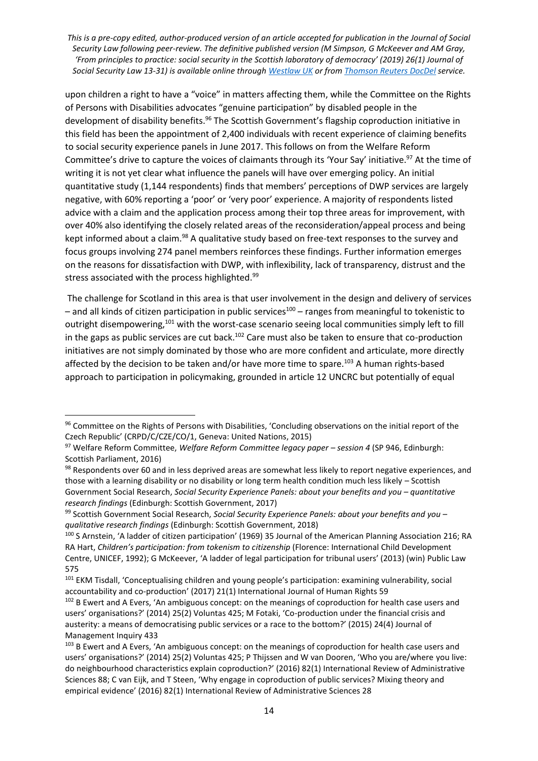upon children a right to have a "voice" in matters affecting them, while the Committee on the Rights of Persons with Disabilities advocates "genuine participation" by disabled people in the development of disability benefits.[96] The Scottish Government's flagship coproduction initiative in this field has been the appointment of 2,400 individuals with recent experience of claiming benefits to social security experience panels in June 2017. This follows on from the Welfare Reform Committee's drive to capture the voices of claimants through its 'Your Say' initiative.[97] At the time of writing it is not yet clear what influence the panels will have over emerging policy. An initial quantitative study (1,144 respondents) finds that members' perceptions of DWP services are largely negative, with 60% reporting a 'poor' or 'very poor' experience. A majority of respondents listed advice with a claim and the application process among their top three areas for improvement, with over 40% also identifying the closely related areas of the reconsideration/appeal process and being kept informed about a claim.[98] A qualitative study based on free-text responses to the survey and focus groups involving 274 panel members reinforces these findings. Further information emerges on the reasons for dissatisfaction with DWP, with inflexibility, lack of transparency, distrust and the stress associated with the process highlighted.[99]

The challenge for Scotland in this area is that user involvement in the design and delivery of services – and all kinds of citizen participation in public services[100] – ranges from meaningful to tokenistic to outright disempowering,[101] with the worst-case scenario seeing local communities simply left to fill in the gaps as public services are cut back.[102] Care must also be taken to ensure that co-production initiatives are not simply dominated by those who are more confident and articulate, more directly affected by the decision to be taken and/or have more time to spare.[103] A human rights-based approach to participation in policymaking, grounded in article 12 UNCRC but potentially of equal

---

[96] Committee on the Rights of Persons with Disabilities, 'Concluding observations on the initial report of the Czech Republic' (CRPD/C/CZE/CO/1, Geneva: United Nations, 2015)

[97] Welfare Reform Committee, *Welfare Reform Committee legacy paper – session 4* (SP 946, Edinburgh: Scottish Parliament, 2016)

[98] Respondents over 60 and in less deprived areas are somewhat less likely to report negative experiences, and those with a learning disability or no disability or long term health condition much less likely – Scottish Government Social Research, *Social Security Experience Panels: about your benefits and you – quantitative research findings* (Edinburgh: Scottish Government, 2017)

[99] Scottish Government Social Research, *Social Security Experience Panels: about your benefits and you – qualitative research findings* (Edinburgh: Scottish Government, 2018)

[100] S Arnstein, 'A ladder of citizen participation' (1969) 35 Journal of the American Planning Association 216; RA RA Hart, *Children's participation: from tokenism to citizenship* (Florence: International Child Development Centre, UNICEF, 1992); G McKeever, 'A ladder of legal participation for tribunal users' (2013) (win) Public Law 575

[101] EKM Tisdall, 'Conceptualising children and young people's participation: examining vulnerability, social accountability and co-production' (2017) 21(1) International Journal of Human Rights 59

[102] B Ewert and A Evers, 'An ambiguous concept: on the meanings of coproduction for health case users and users' organisations?' (2014) 25(2) Voluntas 425; M Fotaki, 'Co-production under the financial crisis and austerity: a means of democratising public services or a race to the bottom?' (2015) 24(4) Journal of Management Inquiry 433

[103] B Ewert and A Evers, 'An ambiguous concept: on the meanings of coproduction for health case users and users' organisations?' (2014) 25(2) Voluntas 425; P Thijssen and W van Dooren, 'Who you are/where you live: do neighbourhood characteristics explain coproduction?' (2016) 82(1) International Review of Administrative Sciences 88; C van Eijk, and T Steen, 'Why engage in coproduction of public services? Mixing theory and empirical evidence' (2016) 82(1) International Review of Administrative Sciences 28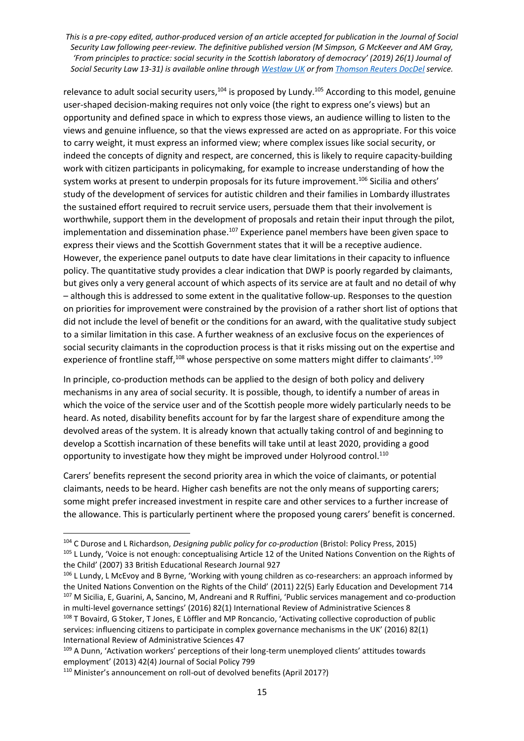relevance to adult social security users,[104] is proposed by Lundy.[105] According to this model, genuine user-shaped decision-making requires not only voice (the right to express one's views) but an opportunity and defined space in which to express those views, an audience willing to listen to the views and genuine influence, so that the views expressed are acted on as appropriate. For this voice to carry weight, it must express an informed view; where complex issues like social security, or indeed the concepts of dignity and respect, are concerned, this is likely to require capacity-building work with citizen participants in policymaking, for example to increase understanding of how the system works at present to underpin proposals for its future improvement.[106] Sicilia and others' study of the development of services for autistic children and their families in Lombardy illustrates the sustained effort required to recruit service users, persuade them that their involvement is worthwhile, support them in the development of proposals and retain their input through the pilot, implementation and dissemination phase.[107] Experience panel members have been given space to express their views and the Scottish Government states that it will be a receptive audience. However, the experience panel outputs to date have clear limitations in their capacity to influence policy. The quantitative study provides a clear indication that DWP is poorly regarded by claimants, but gives only a very general account of which aspects of its service are at fault and no detail of why – although this is addressed to some extent in the qualitative follow-up. Responses to the question on priorities for improvement were constrained by the provision of a rather short list of options that did not include the level of benefit or the conditions for an award, with the qualitative study subject to a similar limitation in this case. A further weakness of an exclusive focus on the experiences of social security claimants in the coproduction process is that it risks missing out on the expertise and experience of frontline staff,[108] whose perspective on some matters might differ to claimants'.[109]

In principle, co-production methods can be applied to the design of both policy and delivery mechanisms in any area of social security. It is possible, though, to identify a number of areas in which the voice of the service user and of the Scottish people more widely particularly needs to be heard. As noted, disability benefits account for by far the largest share of expenditure among the devolved areas of the system. It is already known that actually taking control of and beginning to develop a Scottish incarnation of these benefits will take until at least 2020, providing a good opportunity to investigate how they might be improved under Holyrood control.[110]

Carers' benefits represent the second priority area in which the voice of claimants, or potential claimants, needs to be heard. Higher cash benefits are not the only means of supporting carers; some might prefer increased investment in respite care and other services to a further increase of the allowance. This is particularly pertinent where the proposed young carers' benefit is concerned.

---

[104] C Durose and L Richardson, *Designing public policy for co-production* (Bristol: Policy Press, 2015)

[105] L Lundy, 'Voice is not enough: conceptualising Article 12 of the United Nations Convention on the Rights of the Child' (2007) 33 British Educational Research Journal 927

[106] L Lundy, L McEvoy and B Byrne, 'Working with young children as co-researchers: an approach informed by the United Nations Convention on the Rights of the Child' (2011) 22(5) Early Education and Development 714

[107] M Sicilia, E, Guarini, A, Sancino, M, Andreani and R Ruffini, 'Public services management and co-production in multi-level governance settings' (2016) 82(1) International Review of Administrative Sciences 8

[108] T Bovaird, G Stoker, T Jones, E Löffler and MP Roncancio, 'Activating collective coproduction of public services: influencing citizens to participate in complex governance mechanisms in the UK' (2016) 82(1) International Review of Administrative Sciences 47

[109] A Dunn, 'Activation workers' perceptions of their long-term unemployed clients' attitudes towards employment' (2013) 42(4) Journal of Social Policy 799

[110] Minister's announcement on roll-out of devolved benefits (April 2017?)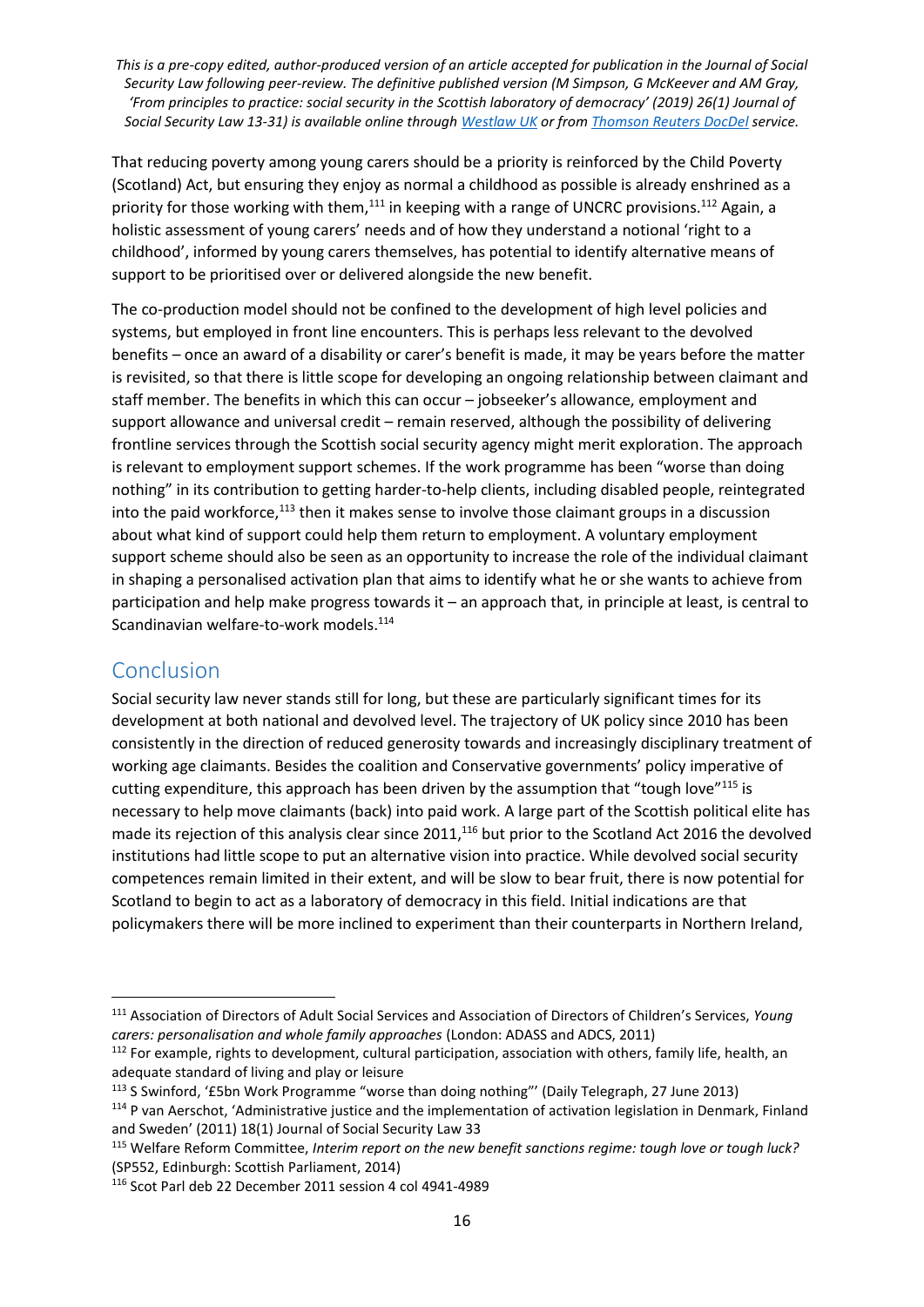That reducing poverty among young carers should be a priority is reinforced by the Child Poverty (Scotland) Act, but ensuring they enjoy as normal a childhood as possible is already enshrined as a priority for those working with them,[111] in keeping with a range of UNCRC provisions.[112] Again, a holistic assessment of young carers' needs and of how they understand a notional 'right to a childhood', informed by young carers themselves, has potential to identify alternative means of support to be prioritised over or delivered alongside the new benefit.

The co-production model should not be confined to the development of high level policies and systems, but employed in front line encounters. This is perhaps less relevant to the devolved benefits – once an award of a disability or carer's benefit is made, it may be years before the matter is revisited, so that there is little scope for developing an ongoing relationship between claimant and staff member. The benefits in which this can occur – jobseeker's allowance, employment and support allowance and universal credit – remain reserved, although the possibility of delivering frontline services through the Scottish social security agency might merit exploration. The approach is relevant to employment support schemes. If the work programme has been "worse than doing nothing" in its contribution to getting harder-to-help clients, including disabled people, reintegrated into the paid workforce,[113] then it makes sense to involve those claimant groups in a discussion about what kind of support could help them return to employment. A voluntary employment support scheme should also be seen as an opportunity to increase the role of the individual claimant in shaping a personalised activation plan that aims to identify what he or she wants to achieve from participation and help make progress towards it – an approach that, in principle at least, is central to Scandinavian welfare-to-work models.[114]

## Conclusion

Social security law never stands still for long, but these are particularly significant times for its development at both national and devolved level. The trajectory of UK policy since 2010 has been consistently in the direction of reduced generosity towards and increasingly disciplinary treatment of working age claimants. Besides the coalition and Conservative governments' policy imperative of cutting expenditure, this approach has been driven by the assumption that "tough love"[115] is necessary to help move claimants (back) into paid work. A large part of the Scottish political elite has made its rejection of this analysis clear since 2011,[116] but prior to the Scotland Act 2016 the devolved institutions had little scope to put an alternative vision into practice. While devolved social security competences remain limited in their extent, and will be slow to bear fruit, there is now potential for Scotland to begin to act as a laboratory of democracy in this field. Initial indications are that policymakers there will be more inclined to experiment than their counterparts in Northern Ireland,

---

[111] Association of Directors of Adult Social Services and Association of Directors of Children's Services, *Young carers: personalisation and whole family approaches* (London: ADASS and ADCS, 2011)

[112] For example, rights to development, cultural participation, association with others, family life, health, an adequate standard of living and play or leisure

[113] S Swinford, '£5bn Work Programme "worse than doing nothing"' (Daily Telegraph, 27 June 2013)

[114] P van Aerschot, 'Administrative justice and the implementation of activation legislation in Denmark, Finland and Sweden' (2011) 18(1) Journal of Social Security Law 33

[115] Welfare Reform Committee, *Interim report on the new benefit sanctions regime: tough love or tough luck?* (SP552, Edinburgh: Scottish Parliament, 2014)

[116] Scot Parl deb 22 December 2011 session 4 col 4941-4989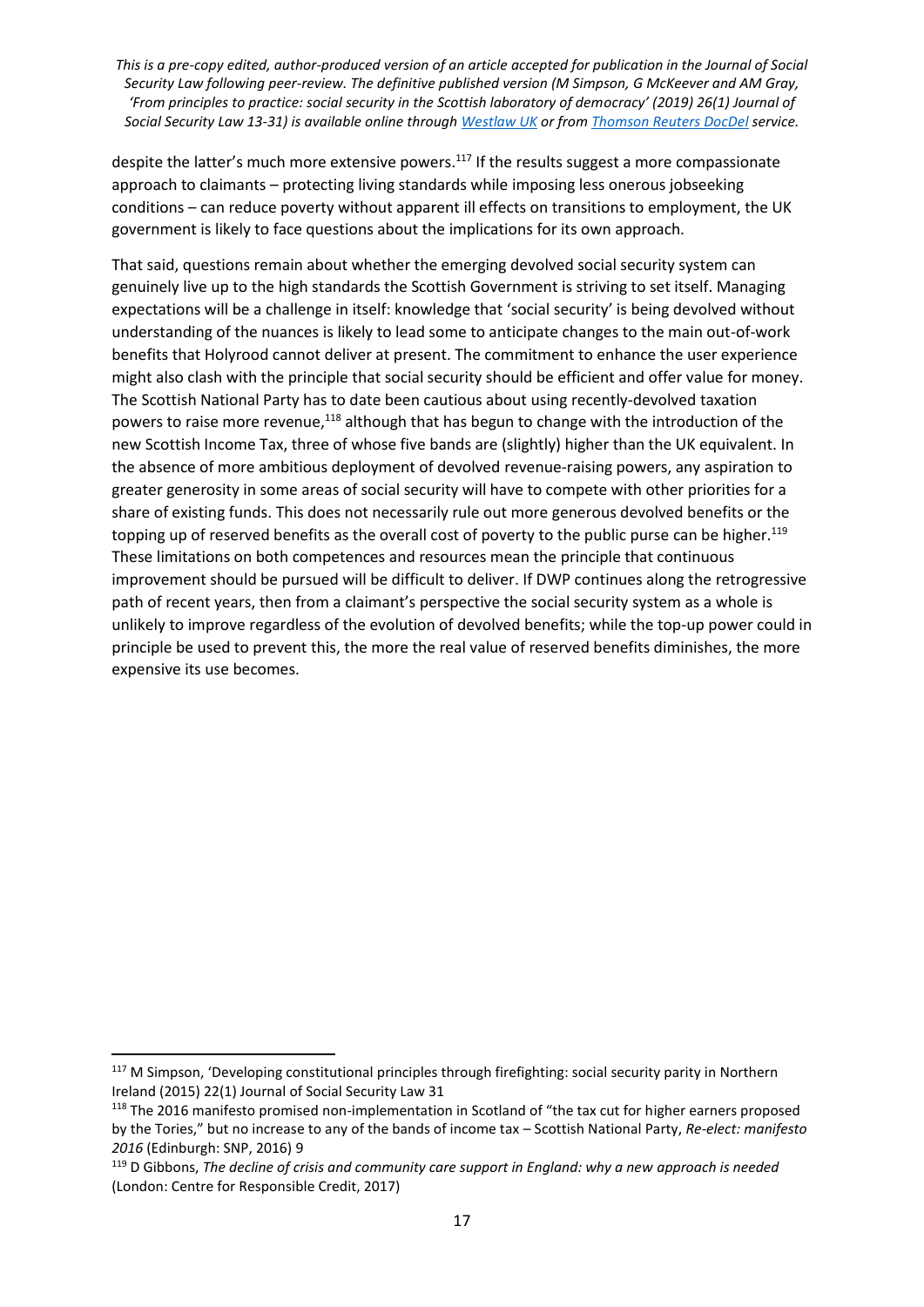despite the latter's much more extensive powers.[117] If the results suggest a more compassionate approach to claimants – protecting living standards while imposing less onerous jobseeking conditions – can reduce poverty without apparent ill effects on transitions to employment, the UK government is likely to face questions about the implications for its own approach.

That said, questions remain about whether the emerging devolved social security system can genuinely live up to the high standards the Scottish Government is striving to set itself. Managing expectations will be a challenge in itself: knowledge that 'social security' is being devolved without understanding of the nuances is likely to lead some to anticipate changes to the main out-of-work benefits that Holyrood cannot deliver at present. The commitment to enhance the user experience might also clash with the principle that social security should be efficient and offer value for money. The Scottish National Party has to date been cautious about using recently-devolved taxation powers to raise more revenue,[118] although that has begun to change with the introduction of the new Scottish Income Tax, three of whose five bands are (slightly) higher than the UK equivalent. In the absence of more ambitious deployment of devolved revenue-raising powers, any aspiration to greater generosity in some areas of social security will have to compete with other priorities for a share of existing funds. This does not necessarily rule out more generous devolved benefits or the topping up of reserved benefits as the overall cost of poverty to the public purse can be higher.[119] These limitations on both competences and resources mean the principle that continuous improvement should be pursued will be difficult to deliver. If DWP continues along the retrogressive path of recent years, then from a claimant's perspective the social security system as a whole is unlikely to improve regardless of the evolution of devolved benefits; while the top-up power could in principle be used to prevent this, the more the real value of reserved benefits diminishes, the more expensive its use becomes.

---

[117] M Simpson, 'Developing constitutional principles through firefighting: social security parity in Northern Ireland (2015) 22(1) Journal of Social Security Law 31

[118] The 2016 manifesto promised non-implementation in Scotland of "the tax cut for higher earners proposed by the Tories," but no increase to any of the bands of income tax – Scottish National Party, *Re-elect: manifesto 2016* (Edinburgh: SNP, 2016) 9

[119] D Gibbons, *The decline of crisis and community care support in England: why a new approach is needed* (London: Centre for Responsible Credit, 2017)